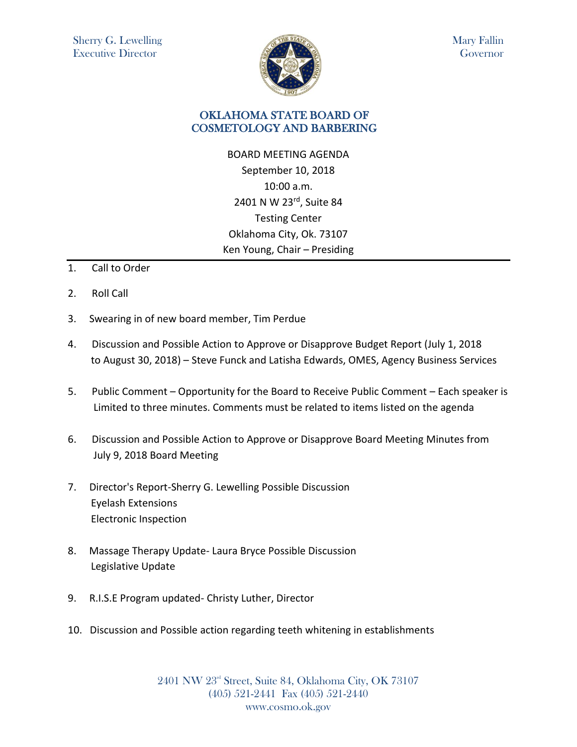Sherry G. Lewelling
Executive Director

Mary Fallin
Governor

# OKLAHOMA STATE BOARD OF COSMETOLOGY AND BARBERING

BOARD MEETING AGENDA
September 10, 2018
10:00 a.m.
2401 N W 23rd, Suite 84
Testing Center
Oklahoma City, Ok. 73107
Ken Young, Chair – Presiding

---

1. Call to Order

2. Roll Call

3. Swearing in of new board member, Tim Perdue

4. Discussion and Possible Action to Approve or Disapprove Budget Report (July 1, 2018 to August 30, 2018) – Steve Funck and Latisha Edwards, OMES, Agency Business Services

5. Public Comment – Opportunity for the Board to Receive Public Comment – Each speaker is Limited to three minutes. Comments must be related to items listed on the agenda

6. Discussion and Possible Action to Approve or Disapprove Board Meeting Minutes from July 9, 2018 Board Meeting

7. Director's Report-Sherry G. Lewelling Possible Discussion
   Eyelash Extensions
   Electronic Inspection

8. Massage Therapy Update- Laura Bryce Possible Discussion
   Legislative Update

9. R.I.S.E Program updated- Christy Luther, Director

10. Discussion and Possible action regarding teeth whitening in establishments

2401 NW 23rd Street, Suite 84, Oklahoma City, OK 73107
(405) 521-2441 Fax (405) 521-2440
www.cosmo.ok.gov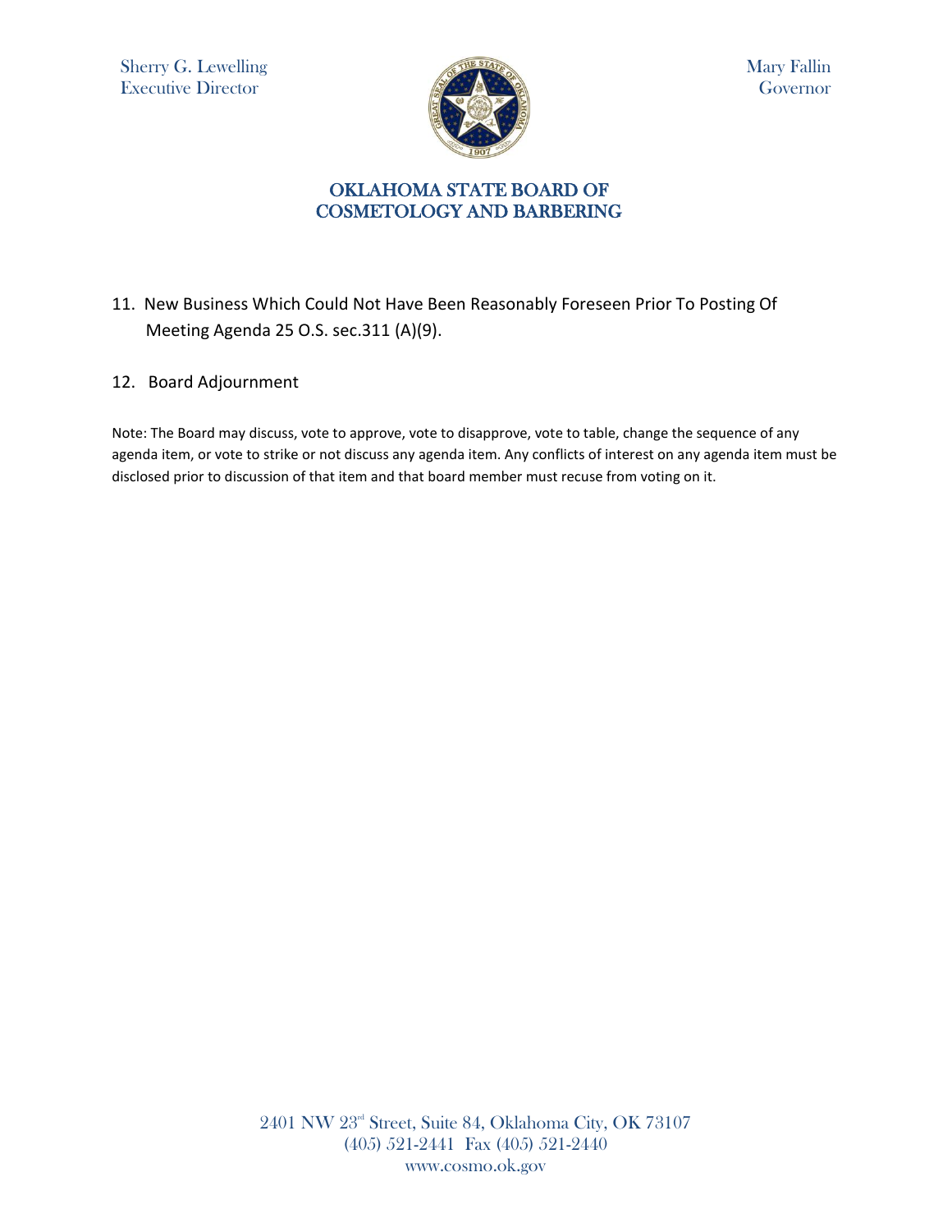Sherry G. Lewelling
Executive Director

Mary Fallin
Governor

## OKLAHOMA STATE BOARD OF COSMETOLOGY AND BARBERING

11. New Business Which Could Not Have Been Reasonably Foreseen Prior To Posting Of Meeting Agenda 25 O.S. sec.311 (A)(9).

12. Board Adjournment

Note: The Board may discuss, vote to approve, vote to disapprove, vote to table, change the sequence of any agenda item, or vote to strike or not discuss any agenda item. Any conflicts of interest on any agenda item must be disclosed prior to discussion of that item and that board member must recuse from voting on it.

2401 NW 23rd Street, Suite 84, Oklahoma City, OK 73107
(405) 521-2441 Fax (405) 521-2440
www.cosmo.ok.gov